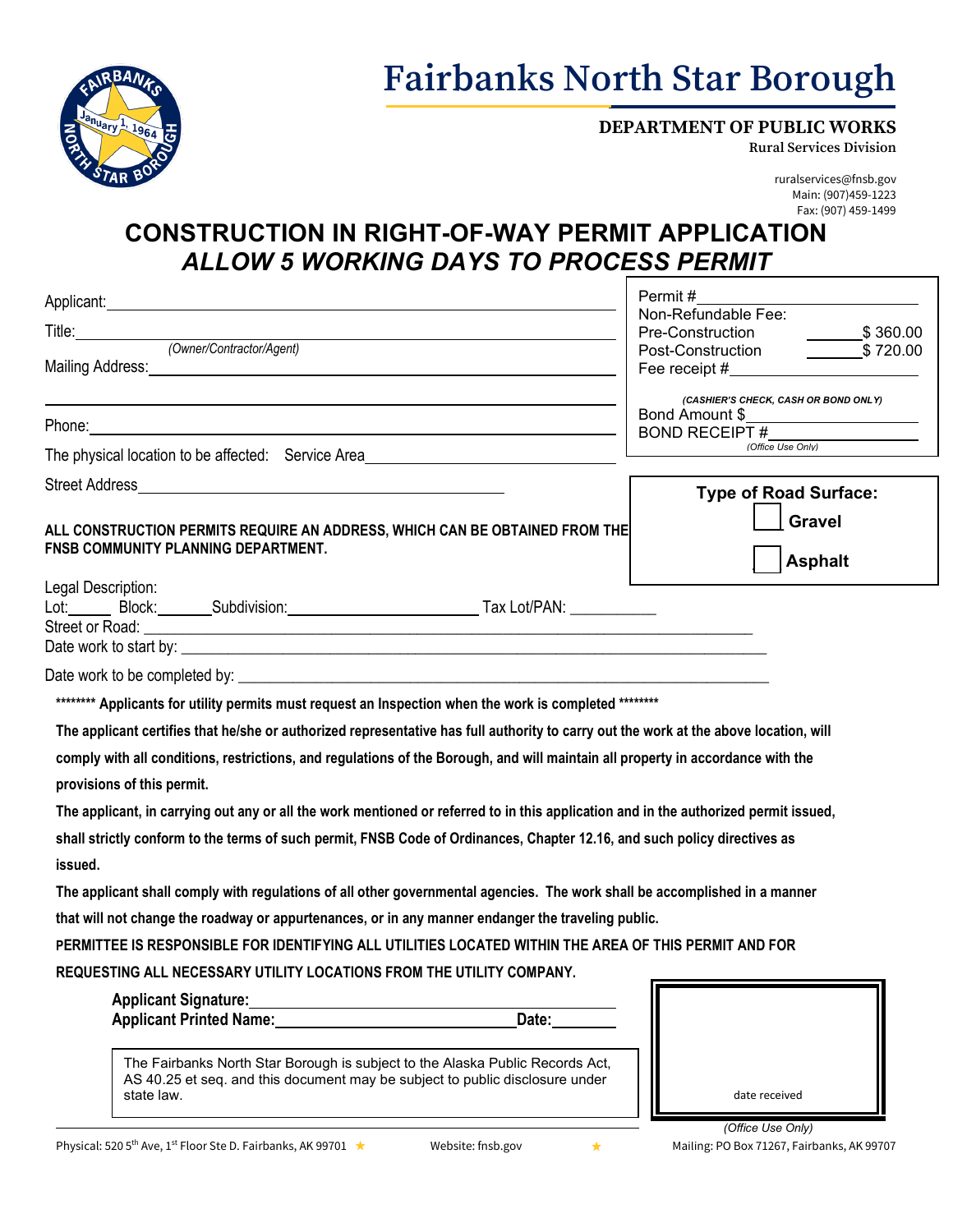# Fairbanks North Star Borough

**DEPARTMENT OF PUBLIC WORKS**
**Rural Services Division**

ruralservices@fnsb.gov
Main: (907)459-1223
Fax: (907) 459-1499

## CONSTRUCTION IN RIGHT-OF-WAY PERMIT APPLICATION
### *ALLOW 5 WORKING DAYS TO PROCESS PERMIT*

Applicant: ____________________________________________

Title: ____________________________________________
*(Owner/Contractor/Agent)*

Mailing Address: ____________________________________________

____________________________________________

Phone: ____________________________________________

The physical location to be affected: Service Area ____________________

Street Address ____________________________________________

| Permit # ____________ | |
|---|---|
| Non-Refundable Fee: | |
| Pre-Construction | ______ $ 360.00 |
| Post-Construction | ______ $ 720.00 |
| Fee receipt # ____________ | |
| *(CASHIER'S CHECK, CASH OR BOND ONLY)* | |
| Bond Amount $ ____________ | |
| BOND RECEIPT # ____________ | |
| *(Office Use Only)* | |

**Type of Road Surface:**

☐ **Gravel**

☐ **Asphalt**

**ALL CONSTRUCTION PERMITS REQUIRE AN ADDRESS, WHICH CAN BE OBTAINED FROM THE FNSB COMMUNITY PLANNING DEPARTMENT.**

Legal Description:
Lot: ______ Block: _______ Subdivision: ____________________ Tax Lot/PAN: __________
Street or Road: ____________________________________________
Date work to start by: ____________________________________________

Date work to be completed by: ____________________________________________

**\*\*\*\*\*\*\*\* Applicants for utility permits must request an Inspection when the work is completed \*\*\*\*\*\*\*\***

**The applicant certifies that he/she or authorized representative has full authority to carry out the work at the above location, will comply with all conditions, restrictions, and regulations of the Borough, and will maintain all property in accordance with the provisions of this permit.**

**The applicant, in carrying out any or all the work mentioned or referred to in this application and in the authorized permit issued, shall strictly conform to the terms of such permit, FNSB Code of Ordinances, Chapter 12.16, and such policy directives as issued.**

**The applicant shall comply with regulations of all other governmental agencies. The work shall be accomplished in a manner that will not change the roadway or appurtenances, or in any manner endanger the traveling public.**

**PERMITTEE IS RESPONSIBLE FOR IDENTIFYING ALL UTILITIES LOCATED WITHIN THE AREA OF THIS PERMIT AND FOR REQUESTING ALL NECESSARY UTILITY LOCATIONS FROM THE UTILITY COMPANY.**

**Applicant Signature:** ____________________________________________
**Applicant Printed Name:** ______________________________ **Date:** __________

The Fairbanks North Star Borough is subject to the Alaska Public Records Act, AS 40.25 et seq. and this document may be subject to public disclosure under state law.

date received

*(Office Use Only)*

Physical: 520 5th Ave, 1st Floor Ste D. Fairbanks, AK 99701 ★ Website: fnsb.gov ★ Mailing: PO Box 71267, Fairbanks, AK 99707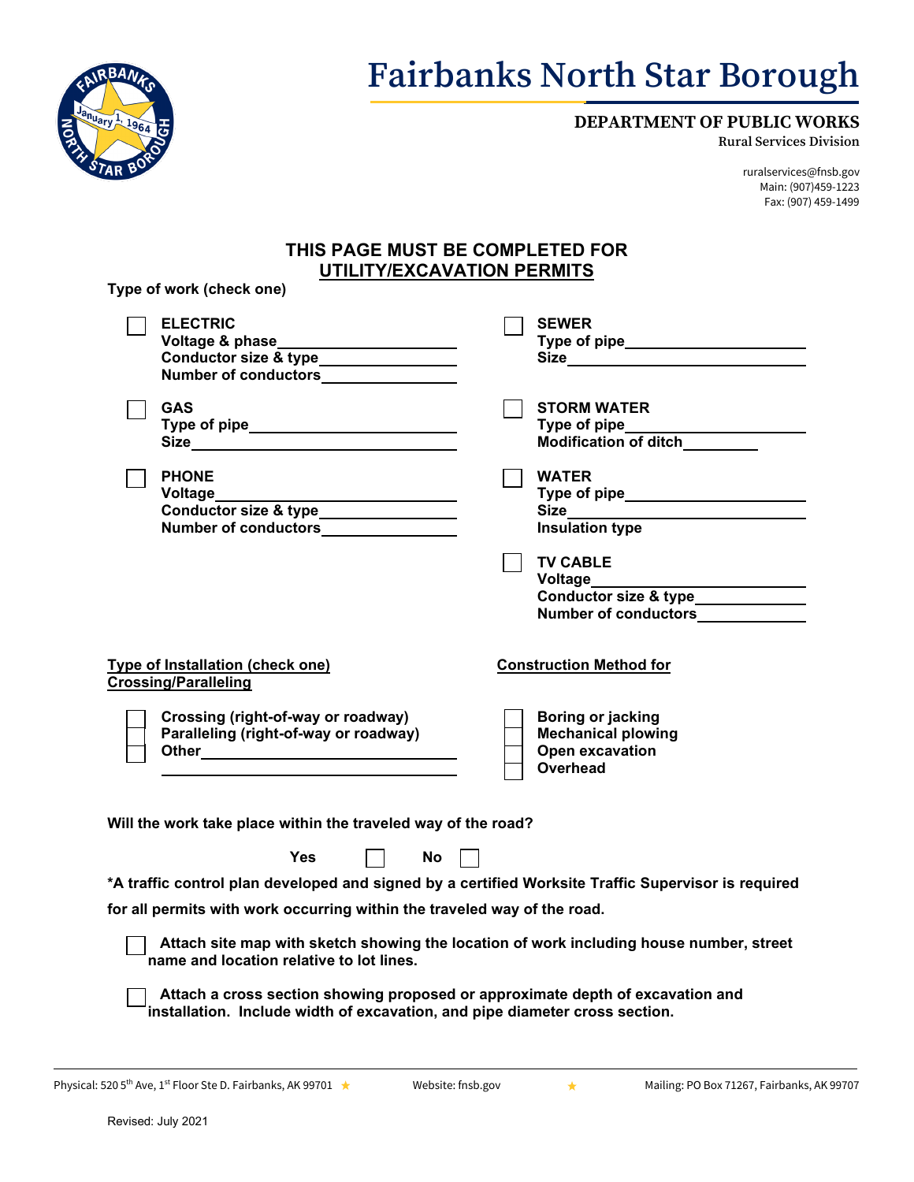# Fairbanks North Star Borough

**DEPARTMENT OF PUBLIC WORKS**
Rural Services Division

ruralservices@fnsb.gov
Main: (907)459-1223
Fax: (907) 459-1499

## THIS PAGE MUST BE COMPLETED FOR UTILITY/EXCAVATION PERMITS

**Type of work (check one)**

☐ **ELECTRIC**
**Voltage & phase**______________________
**Conductor size & type**________________
**Number of conductors**________________

☐ **GAS**
**Type of pipe**________________________
**Size**______________________________

☐ **PHONE**
**Voltage**____________________________
**Conductor size & type**________________
**Number of conductors**________________

☐ **SEWER**
**Type of pipe**________________________
**Size**______________________________

☐ **STORM WATER**
**Type of pipe**________________________
**Modification of ditch**_________

☐ **WATER**
**Type of pipe**________________________
**Size**______________________________
**Insulation type**

☐ **TV CABLE**
**Voltage**____________________________
**Conductor size & type**________________
**Number of conductors**________________

**Type of Installation (check one) Crossing/Paralleling**

☐ **Crossing (right-of-way or roadway)**
☐ **Paralleling (right-of-way or roadway)**
☐ **Other**______________________________
______________________________

**Construction Method for**

☐ **Boring or jacking**
☐ **Mechanical plowing**
☐ **Open excavation**
☐ **Overhead**

**Will the work take place within the traveled way of the road?**

**Yes** ☐ **No** ☐

**\*A traffic control plan developed and signed by a certified Worksite Traffic Supervisor is required for all permits with work occurring within the traveled way of the road.**

☐ **Attach site map with sketch showing the location of work including house number, street name and location relative to lot lines.**

☐ **Attach a cross section showing proposed or approximate depth of excavation and installation. Include width of excavation, and pipe diameter cross section.**

Physical: 520 5th Ave, 1st Floor Ste D. Fairbanks, AK 99701 ★ Website: fnsb.gov ★ Mailing: PO Box 71267, Fairbanks, AK 99707

Revised: July 2021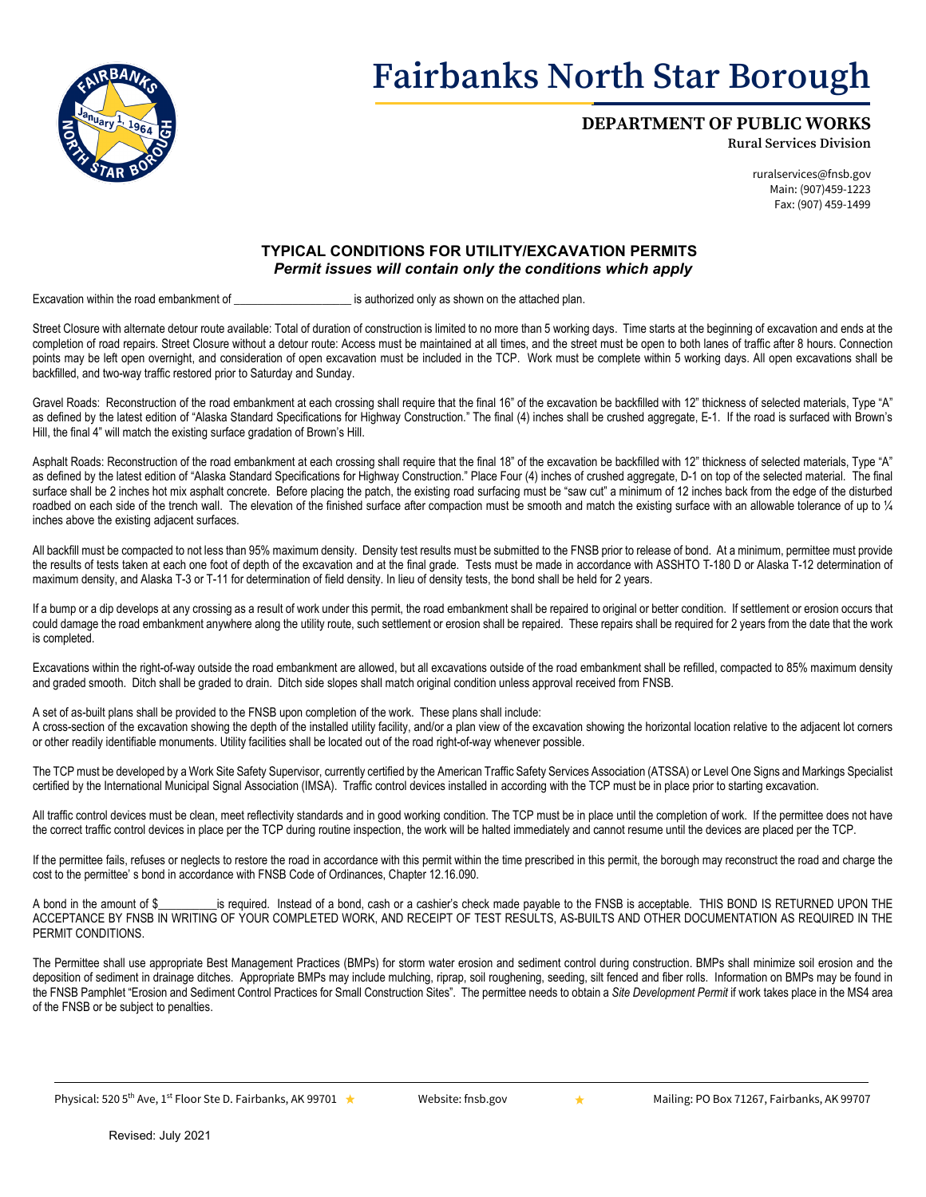# Fairbanks North Star Borough

## DEPARTMENT OF PUBLIC WORKS

**Rural Services Division**

ruralservices@fnsb.gov
Main: (907)459-1223
Fax: (907) 459-1499

### TYPICAL CONDITIONS FOR UTILITY/EXCAVATION PERMITS

***Permit issues will contain only the conditions which apply***

Excavation within the road embankment of ___________________ is authorized only as shown on the attached plan.

Street Closure with alternate detour route available: Total of duration of construction is limited to no more than 5 working days. Time starts at the beginning of excavation and ends at the completion of road repairs. Street Closure without a detour route: Access must be maintained at all times, and the street must be open to both lanes of traffic after 8 hours. Connection points may be left open overnight, and consideration of open excavation must be included in the TCP. Work must be complete within 5 working days. All open excavations shall be backfilled, and two-way traffic restored prior to Saturday and Sunday.

Gravel Roads: Reconstruction of the road embankment at each crossing shall require that the final 16" of the excavation be backfilled with 12" thickness of selected materials, Type "A" as defined by the latest edition of "Alaska Standard Specifications for Highway Construction." The final (4) inches shall be crushed aggregate, E-1. If the road is surfaced with Brown's Hill, the final 4" will match the existing surface gradation of Brown's Hill.

Asphalt Roads: Reconstruction of the road embankment at each crossing shall require that the final 18" of the excavation be backfilled with 12" thickness of selected materials, Type "A" as defined by the latest edition of "Alaska Standard Specifications for Highway Construction." Place Four (4) inches of crushed aggregate, D-1 on top of the selected material. The final surface shall be 2 inches hot mix asphalt concrete. Before placing the patch, the existing road surfacing must be "saw cut" a minimum of 12 inches back from the edge of the disturbed roadbed on each side of the trench wall. The elevation of the finished surface after compaction must be smooth and match the existing surface with an allowable tolerance of up to ¼ inches above the existing adjacent surfaces.

All backfill must be compacted to not less than 95% maximum density. Density test results must be submitted to the FNSB prior to release of bond. At a minimum, permittee must provide the results of tests taken at each one foot of depth of the excavation and at the final grade. Tests must be made in accordance with ASSHTO T-180 D or Alaska T-12 determination of maximum density, and Alaska T-3 or T-11 for determination of field density. In lieu of density tests, the bond shall be held for 2 years.

If a bump or a dip develops at any crossing as a result of work under this permit, the road embankment shall be repaired to original or better condition. If settlement or erosion occurs that could damage the road embankment anywhere along the utility route, such settlement or erosion shall be repaired. These repairs shall be required for 2 years from the date that the work is completed.

Excavations within the right-of-way outside the road embankment are allowed, but all excavations outside of the road embankment shall be refilled, compacted to 85% maximum density and graded smooth. Ditch shall be graded to drain. Ditch side slopes shall match original condition unless approval received from FNSB.

A set of as-built plans shall be provided to the FNSB upon completion of the work. These plans shall include:
A cross-section of the excavation showing the depth of the installed utility facility, and/or a plan view of the excavation showing the horizontal location relative to the adjacent lot corners or other readily identifiable monuments. Utility facilities shall be located out of the road right-of-way whenever possible.

The TCP must be developed by a Work Site Safety Supervisor, currently certified by the American Traffic Safety Services Association (ATSSA) or Level One Signs and Markings Specialist certified by the International Municipal Signal Association (IMSA). Traffic control devices installed in according with the TCP must be in place prior to starting excavation.

All traffic control devices must be clean, meet reflectivity standards and in good working condition. The TCP must be in place until the completion of work. If the permittee does not have the correct traffic control devices in place per the TCP during routine inspection, the work will be halted immediately and cannot resume until the devices are placed per the TCP.

If the permittee fails, refuses or neglects to restore the road in accordance with this permit within the time prescribed in this permit, the borough may reconstruct the road and charge the cost to the permittee' s bond in accordance with FNSB Code of Ordinances, Chapter 12.16.090.

A bond in the amount of $__________is required. Instead of a bond, cash or a cashier's check made payable to the FNSB is acceptable. THIS BOND IS RETURNED UPON THE ACCEPTANCE BY FNSB IN WRITING OF YOUR COMPLETED WORK, AND RECEIPT OF TEST RESULTS, AS-BUILTS AND OTHER DOCUMENTATION AS REQUIRED IN THE PERMIT CONDITIONS.

The Permittee shall use appropriate Best Management Practices (BMPs) for storm water erosion and sediment control during construction. BMPs shall minimize soil erosion and the deposition of sediment in drainage ditches. Appropriate BMPs may include mulching, riprap, soil roughening, seeding, silt fenced and fiber rolls. Information on BMPs may be found in the FNSB Pamphlet "Erosion and Sediment Control Practices for Small Construction Sites". The permittee needs to obtain a *Site Development Permit* if work takes place in the MS4 area of the FNSB or be subject to penalties.

Physical: 520 5th Ave, 1st Floor Ste D. Fairbanks, AK 99701 ★ Website: fnsb.gov ★ Mailing: PO Box 71267, Fairbanks, AK 99707

Revised: July 2021